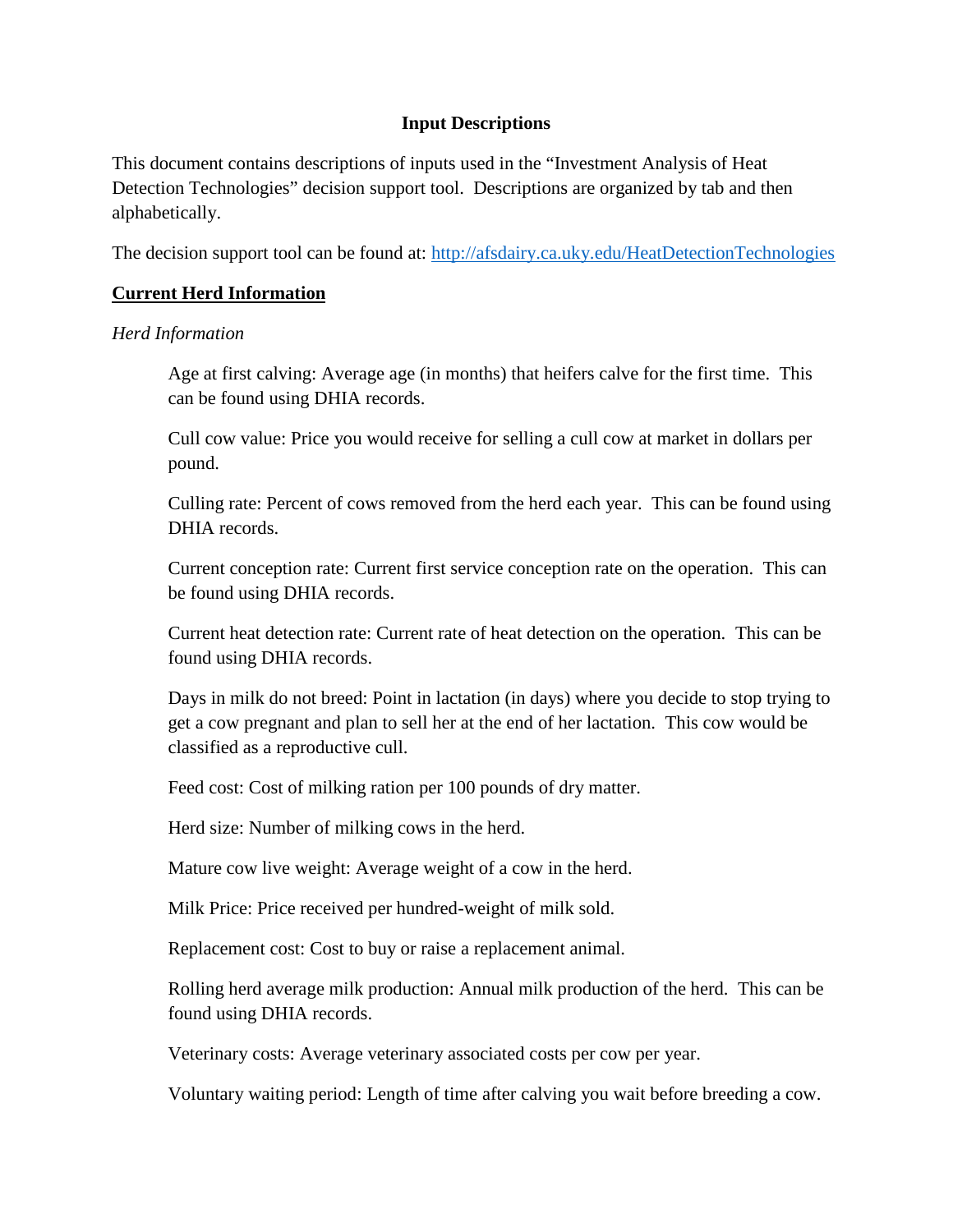# Input Descriptions

This document contains descriptions of inputs used in the "Investment Analysis of Heat Detection Technologies" decision support tool. Descriptions are organized by tab and then alphabetically.

The decision support tool can be found at: [http://afsdairy.ca.uky.edu/HeatDetectionTechnologies](http://afsdairy.ca.uky.edu/HeatDetectionTechnologies)

## Current Herd Information

### *Herd Information*

Age at first calving: Average age (in months) that heifers calve for the first time. This can be found using DHIA records.

Cull cow value: Price you would receive for selling a cull cow at market in dollars per pound.

Culling rate: Percent of cows removed from the herd each year. This can be found using DHIA records.

Current conception rate: Current first service conception rate on the operation. This can be found using DHIA records.

Current heat detection rate: Current rate of heat detection on the operation. This can be found using DHIA records.

Days in milk do not breed: Point in lactation (in days) where you decide to stop trying to get a cow pregnant and plan to sell her at the end of her lactation. This cow would be classified as a reproductive cull.

Feed cost: Cost of milking ration per 100 pounds of dry matter.

Herd size: Number of milking cows in the herd.

Mature cow live weight: Average weight of a cow in the herd.

Milk Price: Price received per hundred-weight of milk sold.

Replacement cost: Cost to buy or raise a replacement animal.

Rolling herd average milk production: Annual milk production of the herd. This can be found using DHIA records.

Veterinary costs: Average veterinary associated costs per cow per year.

Voluntary waiting period: Length of time after calving you wait before breeding a cow.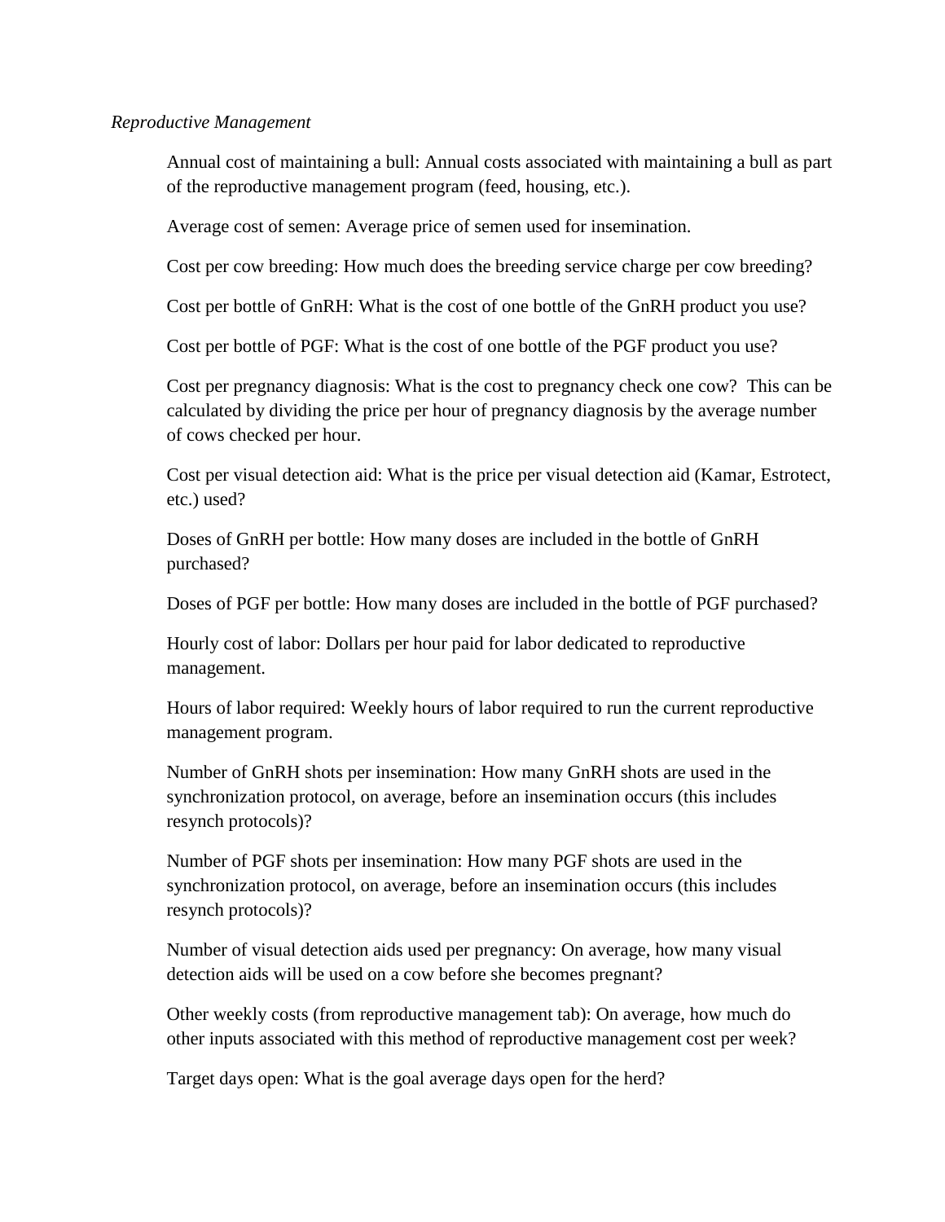*Reproductive Management*

Annual cost of maintaining a bull: Annual costs associated with maintaining a bull as part of the reproductive management program (feed, housing, etc.).

Average cost of semen: Average price of semen used for insemination.

Cost per cow breeding: How much does the breeding service charge per cow breeding?

Cost per bottle of GnRH: What is the cost of one bottle of the GnRH product you use?

Cost per bottle of PGF: What is the cost of one bottle of the PGF product you use?

Cost per pregnancy diagnosis: What is the cost to pregnancy check one cow? This can be calculated by dividing the price per hour of pregnancy diagnosis by the average number of cows checked per hour.

Cost per visual detection aid: What is the price per visual detection aid (Kamar, Estrotect, etc.) used?

Doses of GnRH per bottle: How many doses are included in the bottle of GnRH purchased?

Doses of PGF per bottle: How many doses are included in the bottle of PGF purchased?

Hourly cost of labor: Dollars per hour paid for labor dedicated to reproductive management.

Hours of labor required: Weekly hours of labor required to run the current reproductive management program.

Number of GnRH shots per insemination: How many GnRH shots are used in the synchronization protocol, on average, before an insemination occurs (this includes resynch protocols)?

Number of PGF shots per insemination: How many PGF shots are used in the synchronization protocol, on average, before an insemination occurs (this includes resynch protocols)?

Number of visual detection aids used per pregnancy: On average, how many visual detection aids will be used on a cow before she becomes pregnant?

Other weekly costs (from reproductive management tab): On average, how much do other inputs associated with this method of reproductive management cost per week?

Target days open: What is the goal average days open for the herd?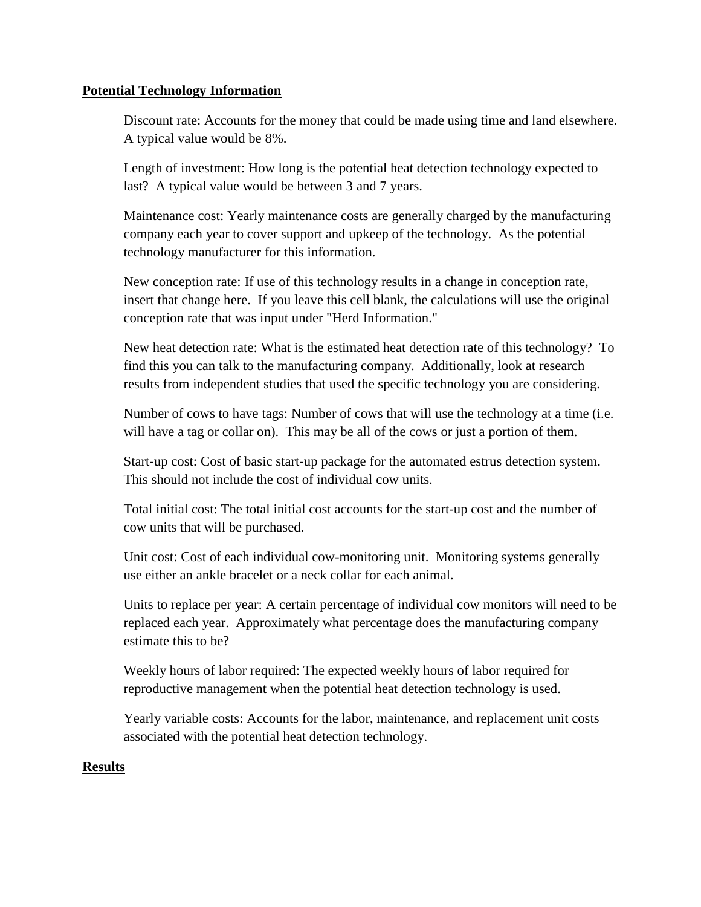## Potential Technology Information

Discount rate: Accounts for the money that could be made using time and land elsewhere. A typical value would be 8%.

Length of investment: How long is the potential heat detection technology expected to last? A typical value would be between 3 and 7 years.

Maintenance cost: Yearly maintenance costs are generally charged by the manufacturing company each year to cover support and upkeep of the technology. As the potential technology manufacturer for this information.

New conception rate: If use of this technology results in a change in conception rate, insert that change here. If you leave this cell blank, the calculations will use the original conception rate that was input under "Herd Information."

New heat detection rate: What is the estimated heat detection rate of this technology? To find this you can talk to the manufacturing company. Additionally, look at research results from independent studies that used the specific technology you are considering.

Number of cows to have tags: Number of cows that will use the technology at a time (i.e. will have a tag or collar on). This may be all of the cows or just a portion of them.

Start-up cost: Cost of basic start-up package for the automated estrus detection system. This should not include the cost of individual cow units.

Total initial cost: The total initial cost accounts for the start-up cost and the number of cow units that will be purchased.

Unit cost: Cost of each individual cow-monitoring unit. Monitoring systems generally use either an ankle bracelet or a neck collar for each animal.

Units to replace per year: A certain percentage of individual cow monitors will need to be replaced each year. Approximately what percentage does the manufacturing company estimate this to be?

Weekly hours of labor required: The expected weekly hours of labor required for reproductive management when the potential heat detection technology is used.

Yearly variable costs: Accounts for the labor, maintenance, and replacement unit costs associated with the potential heat detection technology.

## Results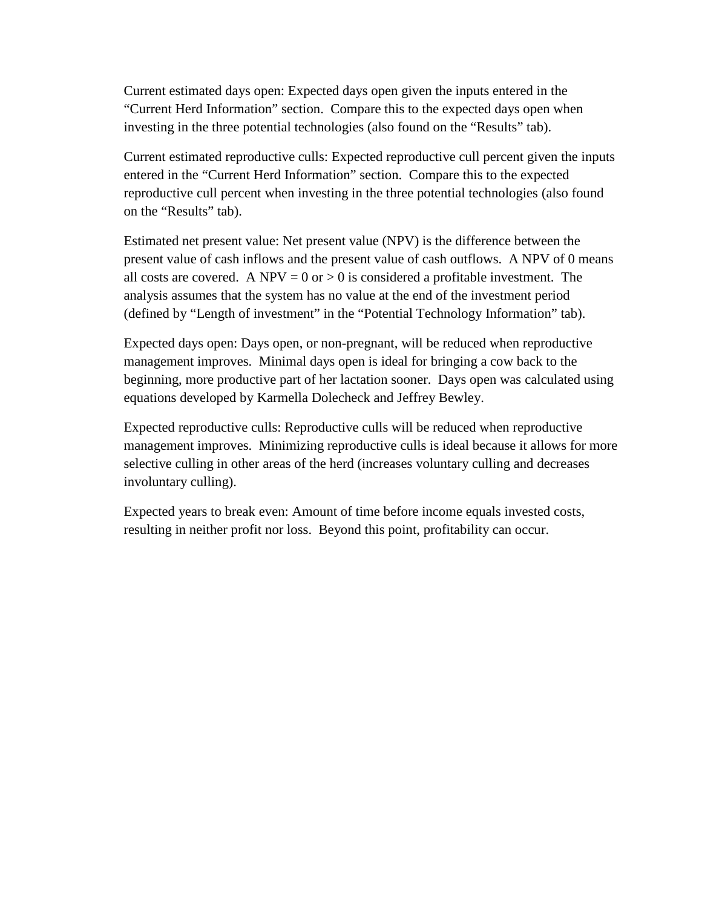Current estimated days open: Expected days open given the inputs entered in the "Current Herd Information" section. Compare this to the expected days open when investing in the three potential technologies (also found on the "Results" tab).

Current estimated reproductive culls: Expected reproductive cull percent given the inputs entered in the "Current Herd Information" section. Compare this to the expected reproductive cull percent when investing in the three potential technologies (also found on the "Results" tab).

Estimated net present value: Net present value (NPV) is the difference between the present value of cash inflows and the present value of cash outflows. A NPV of 0 means all costs are covered. A NPV = 0 or > 0 is considered a profitable investment. The analysis assumes that the system has no value at the end of the investment period (defined by "Length of investment" in the "Potential Technology Information" tab).

Expected days open: Days open, or non-pregnant, will be reduced when reproductive management improves. Minimal days open is ideal for bringing a cow back to the beginning, more productive part of her lactation sooner. Days open was calculated using equations developed by Karmella Dolecheck and Jeffrey Bewley.

Expected reproductive culls: Reproductive culls will be reduced when reproductive management improves. Minimizing reproductive culls is ideal because it allows for more selective culling in other areas of the herd (increases voluntary culling and decreases involuntary culling).

Expected years to break even: Amount of time before income equals invested costs, resulting in neither profit nor loss. Beyond this point, profitability can occur.